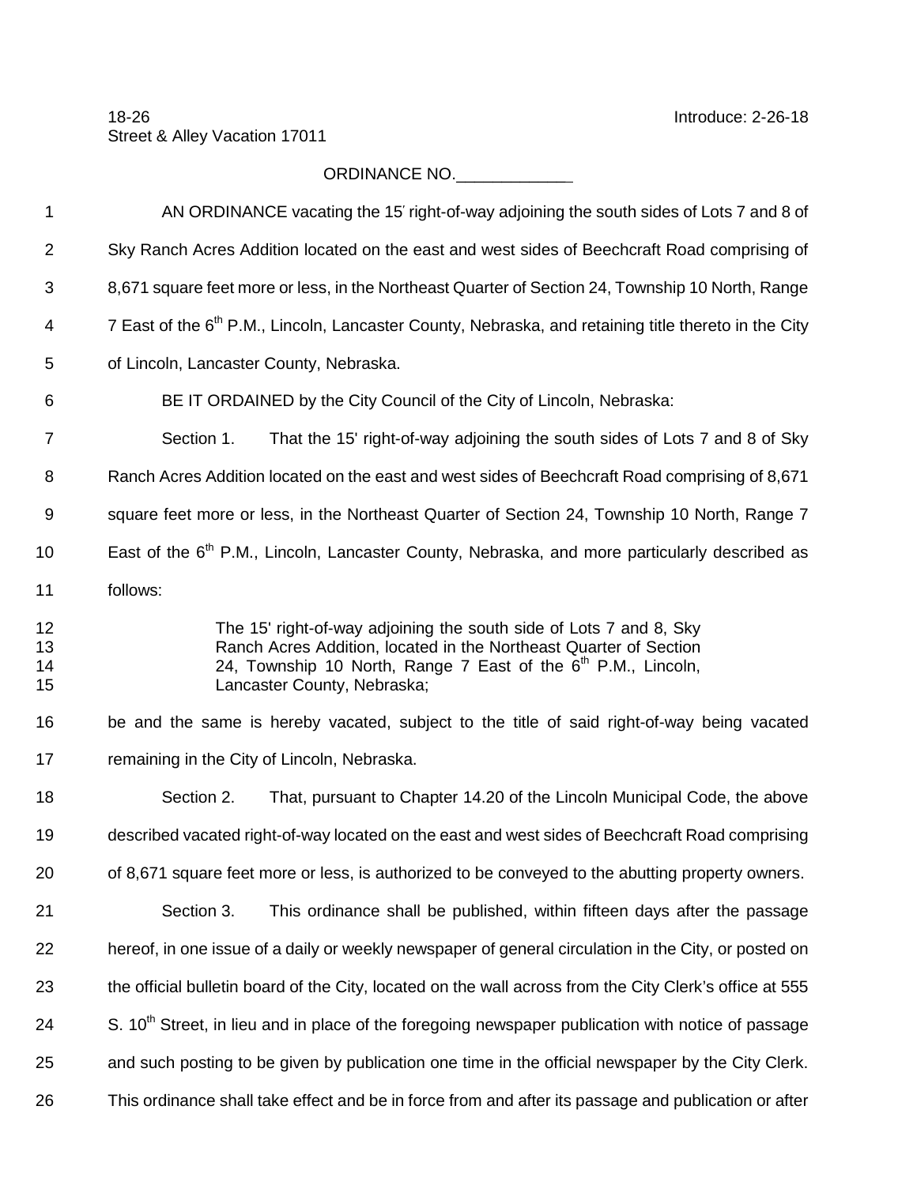18-26 Introduce: 2-26-18

Street & Alley Vacation 17011

ORDINANCE NO.____________

AN ORDINANCE vacating the 15′ right-of-way adjoining the south sides of Lots 7 and 8 of Sky Ranch Acres Addition located on the east and west sides of Beechcraft Road comprising of 8,671 square feet more or less, in the Northeast Quarter of Section 24, Township 10 North, Range 7 East of the 6th P.M., Lincoln, Lancaster County, Nebraska, and retaining title thereto in the City of Lincoln, Lancaster County, Nebraska.

BE IT ORDAINED by the City Council of the City of Lincoln, Nebraska:

Section 1. That the 15' right-of-way adjoining the south sides of Lots 7 and 8 of Sky Ranch Acres Addition located on the east and west sides of Beechcraft Road comprising of 8,671 square feet more or less, in the Northeast Quarter of Section 24, Township 10 North, Range 7 East of the 6th P.M., Lincoln, Lancaster County, Nebraska, and more particularly described as follows:

> The 15' right-of-way adjoining the south side of Lots 7 and 8, Sky Ranch Acres Addition, located in the Northeast Quarter of Section 24, Township 10 North, Range 7 East of the 6th P.M., Lincoln, Lancaster County, Nebraska;

be and the same is hereby vacated, subject to the title of said right-of-way being vacated remaining in the City of Lincoln, Nebraska.

Section 2. That, pursuant to Chapter 14.20 of the Lincoln Municipal Code, the above described vacated right-of-way located on the east and west sides of Beechcraft Road comprising of 8,671 square feet more or less, is authorized to be conveyed to the abutting property owners.

Section 3. This ordinance shall be published, within fifteen days after the passage hereof, in one issue of a daily or weekly newspaper of general circulation in the City, or posted on the official bulletin board of the City, located on the wall across from the City Clerk's office at 555 S. 10th Street, in lieu and in place of the foregoing newspaper publication with notice of passage and such posting to be given by publication one time in the official newspaper by the City Clerk. This ordinance shall take effect and be in force from and after its passage and publication or after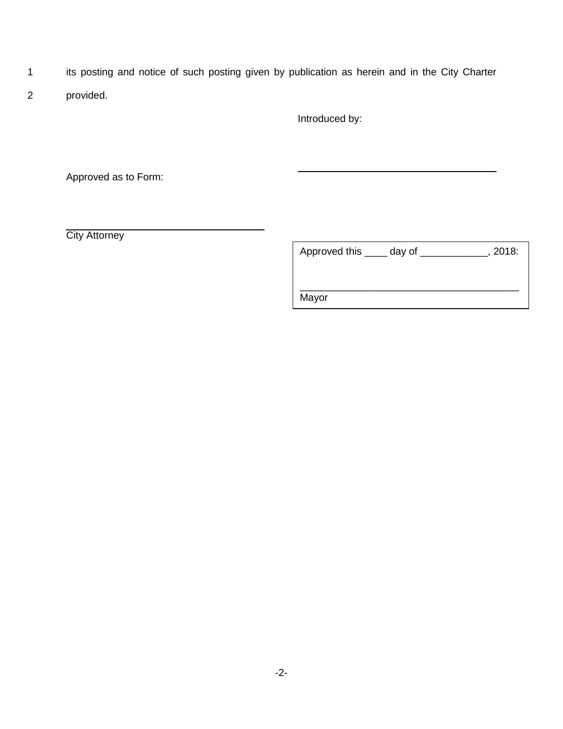its posting and notice of such posting given by publication as herein and in the City Charter provided.

Introduced by:

\_\_\_\_\_\_\_\_\_\_\_\_\_\_\_\_\_\_\_\_\_\_\_\_\_\_\_\_\_\_\_\_\_\_\_\_

Approved as to Form:

\_\_\_\_\_\_\_\_\_\_\_\_\_\_\_\_\_\_\_\_\_\_\_\_\_\_\_\_\_\_\_\_\_\_\_\_

City Attorney

Approved this ____ day of ____________, 2018:

______________________________________

Mayor